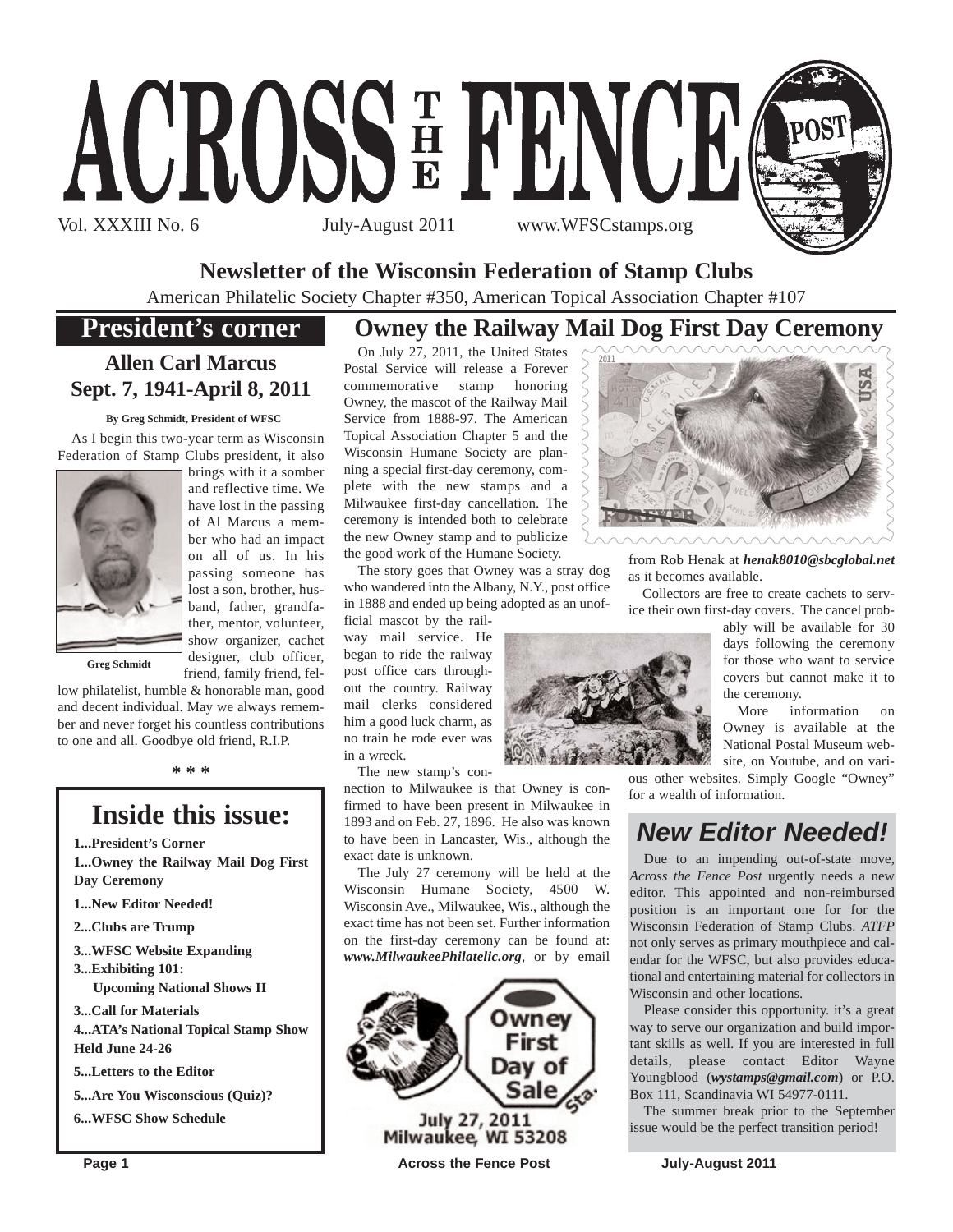# ACROSS THE FENCE POST

Vol. XXXIII No. 6 July-August 2011 www.WFSCstamps.org

## Newsletter of the Wisconsin Federation of Stamp Clubs

American Philatelic Society Chapter #350, American Topical Association Chapter #107

## President's corner

### Allen Carl Marcus Sept. 7, 1941-April 8, 2011

**By Greg Schmidt, President of WFSC**

As I begin this two-year term as Wisconsin Federation of Stamp Clubs president, it also brings with it a somber and reflective time. We have lost in the passing of Al Marcus a member who had an impact on all of us. In his passing someone has lost a son, brother, husband, father, grandfather, mentor, volunteer, show organizer, cachet designer, club officer, friend, family friend, fellow philatelist, humble & honorable man, good and decent individual. May we always remember and never forget his countless contributions to one and all. Goodbye old friend, R.I.P.

Greg Schmidt

* * *

## Inside this issue:

**1...President's Corner**

**1...Owney the Railway Mail Dog First Day Ceremony**

**1...New Editor Needed!**

**2...Clubs are Trump**

**3...WFSC Website Expanding**

**3...Exhibiting 101: Upcoming National Shows II**

**3...Call for Materials**

**4...ATA's National Topical Stamp Show Held June 24-26**

**5...Letters to the Editor**

**5...Are You Wisconscious (Quiz)?**

**6...WFSC Show Schedule**

## Owney the Railway Mail Dog First Day Ceremony

On July 27, 2011, the United States Postal Service will release a Forever commemorative stamp honoring Owney, the mascot of the Railway Mail Service from 1888-97. The American Topical Association Chapter 5 and the Wisconsin Humane Society are planning a special first-day ceremony, complete with the new stamps and a Milwaukee first-day cancellation. The ceremony is intended both to celebrate the new Owney stamp and to publicize the good work of the Humane Society.

The story goes that Owney was a stray dog who wandered into the Albany, N.Y., post office in 1888 and ended up being adopted as an unofficial mascot by the railway mail service. He began to ride the railway post office cars throughout the country. Railway mail clerks considered him a good luck charm, as no train he rode ever was in a wreck.

The new stamp's connection to Milwaukee is that Owney is confirmed to have been present in Milwaukee in 1893 and on Feb. 27, 1896. He also was known to have been in Lancaster, Wis., although the exact date is unknown.

The July 27 ceremony will be held at the Wisconsin Humane Society, 4500 W. Wisconsin Ave., Milwaukee, Wis., although the exact time has not been set. Further information on the first-day ceremony can be found at: ***www.MilwaukeePhilatelic.org***, or by email from Rob Henak at ***henak8010@sbcglobal.net*** as it becomes available.

Collectors are free to create cachets to service their own first-day covers. The cancel probably will be available for 30 days following the ceremony for those who want to service covers but cannot make it to the ceremony.

More information on Owney is available at the National Postal Museum website, on Youtube, and on various other websites. Simply Google "Owney" for a wealth of information.

Owney First Day of Sale Sta. July 27, 2011 Milwaukee, WI 53208

## *New Editor Needed!*

Due to an impending out-of-state move, *Across the Fence Post* urgently needs a new editor. This appointed and non-reimbursed position is an important one for for the Wisconsin Federation of Stamp Clubs. *ATFP* not only serves as primary mouthpiece and calendar for the WFSC, but also provides educational and entertaining material for collectors in Wisconsin and other locations.

Please consider this opportunity. it's a great way to serve our organization and build important skills as well. If you are interested in full details, please contact Editor Wayne Youngblood (***wystamps@gmail.com***) or P.O. Box 111, Scandinavia WI 54977-0111.

The summer break prior to the September issue would be the perfect transition period!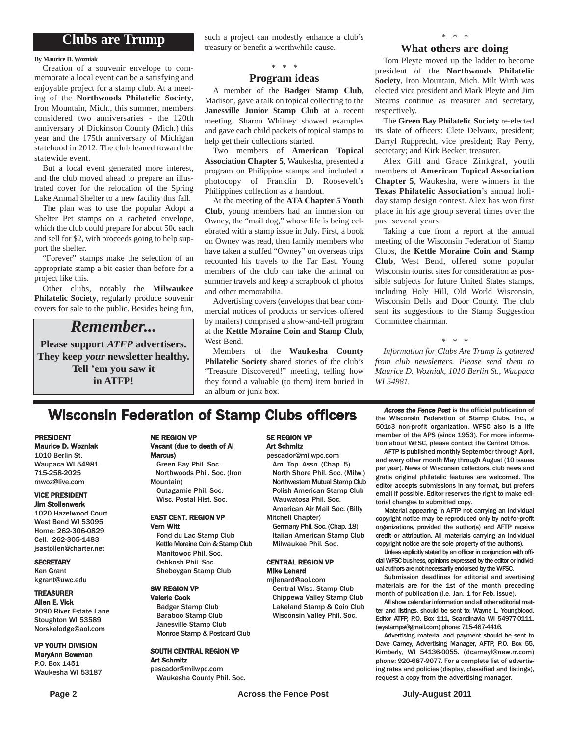## Clubs are Trump

**By Maurice D. Wozniak**

Creation of a souvenir envelope to commemorate a local event can be a satisfying and enjoyable project for a stamp club. At a meeting of the **Northwoods Philatelic Society**, Iron Mountain, Mich., this summer, members considered two anniversaries - the 120th anniversary of Dickinson County (Mich.) this year and the 175th anniversary of Michigan statehood in 2012. The club leaned toward the statewide event.

But a local event generated more interest, and the club moved ahead to prepare an illustrated cover for the relocation of the Spring Lake Animal Shelter to a new facility this fall.

The plan was to use the popular Adopt a Shelter Pet stamps on a cacheted envelope, which the club could prepare for about 50c each and sell for $2, with proceeds going to help support the shelter.

"Forever" stamps make the selection of an appropriate stamp a bit easier than before for a project like this.

Other clubs, notably the **Milwaukee Philatelic Society**, regularly produce souvenir covers for sale to the public. Besides being fun, such a project can modestly enhance a club's treasury or benefit a worthwhile cause.

> ## *Remember...*
>
> **Please support *ATFP* advertisers. They keep *your* newsletter healthy. Tell 'em you saw it in ATFP!**

\* \* \*

### Program ideas

A member of the **Badger Stamp Club**, Madison, gave a talk on topical collecting to the **Janesville Junior Stamp Club** at a recent meeting. Sharon Whitney showed examples and gave each child packets of topical stamps to help get their collections started.

Two members of **American Topical Association Chapter 5**, Waukesha, presented a program on Philippine stamps and included a photocopy of Franklin D. Roosevelt's Philippines collection as a handout.

At the meeting of the **ATA Chapter 5 Youth Club**, young members had an immersion on Owney, the "mail dog," whose life is being celebrated with a stamp issue in July. First, a book on Owney was read, then family members who have taken a stuffed "Owney" on overseas trips recounted his travels to the Far East. Young members of the club can take the animal on summer travels and keep a scrapbook of photos and other memorabilia.

Advertising covers (envelopes that bear commercial notices of products or services offered by mailers) comprised a show-and-tell program at the **Kettle Moraine Coin and Stamp Club**, West Bend.

Members of the **Waukesha County Philatelic Society** shared stories of the club's "Treasure Discovered!" meeting, telling how they found a valuable (to them) item buried in an album or junk box.

\* \* \*

### What others are doing

Tom Pleyte moved up the ladder to become president of the **Northwoods Philatelic Society**, Iron Mountain, Mich. Milt Wirth was elected vice president and Mark Pleyte and Jim Stearns continue as treasurer and secretary, respectively.

The **Green Bay Philatelic Society** re-elected its slate of officers: Clete Delvaux, president; Darryl Rupprecht, vice president; Ray Perry, secretary; and Kirk Becker, treasurer.

Alex Gill and Grace Zinkgraf, youth members of **American Topical Association Chapter 5**, Waukesha, were winners in the **Texas Philatelic Association**'s annual holiday stamp design contest. Alex has won first place in his age group several times over the past several years.

Taking a cue from a report at the annual meeting of the Wisconsin Federation of Stamp Clubs, the **Kettle Moraine Coin and Stamp Club**, West Bend, offered some popular Wisconsin tourist sites for consideration as possible subjects for future United States stamps, including Holy Hill, Old World Wisconsin, Wisconsin Dells and Door County. The club sent its suggestions to the Stamp Suggestion Committee chairman.

\* \* \*

*Information for Clubs Are Trump is gathered from club newsletters. Please send them to Maurice D. Wozniak, 1010 Berlin St., Waupaca WI 54981.*

## Wisconsin Federation of Stamp Clubs officers

**PRESIDENT**
**Maurice D. Wozniak**
1010 Berlin St.
Waupaca WI 54981
715-258-2025
mwoz@live.com

**VICE PRESIDENT**
**Jim Stollenwerk**
1020 Hazelwood Court
West Bend WI 53095
Home: 262-306-0829
Cell: 262-305-1483
jsastollen@charter.net

**SECRETARY**
Ken Grant
kgrant@uwc.edu

**TREASURER**
**Allen E. Vick**
2090 River Estate Lane
Stoughton WI 53589
Norskelodge@aol.com

**VP YOUTH DIVISION**
**MaryAnn Bowman**
P.O. Box 1451
Waukesha WI 53187

**NE REGION VP**
**Vacant (due to death of Al Marcus)**
Green Bay Phil. Soc.
Northwoods Phil. Soc. (Iron Mountain)
Outagamie Phil. Soc.
Wisc. Postal Hist. Soc.

**EAST CENT. REGION VP**
**Vern Witt**
Fond du Lac Stamp Club
Kettle Moraine Coin & Stamp Club
Manitowoc Phil. Soc.
Oshkosh Phil. Soc.
Sheboygan Stamp Club

**SW REGION VP**
**Valerie Cook**
Badger Stamp Club
Baraboo Stamp Club
Janesville Stamp Club
Monroe Stamp & Postcard Club

**SOUTH CENTRAL REGION VP**
**Art Schmitz**
pescador@milwpc.com
Waukesha County Phil. Soc.

**SE REGION VP**
**Art Schmitz**
pescador@milwpc.com
Am. Top. Assn. (Chap. 5)
North Shore Phil. Soc. (Milw.)
Northwestern Mutual Stamp Club
Polish American Stamp Club
Wauwatosa Phil. Soc.
American Air Mail Soc. (Billy Mitchell Chapter)
Germany Phil. Soc. (Chap. 18)
Italian American Stamp Club
Milwaukee Phil. Soc.

**CENTRAL REGION VP**
**Mike Lenard**
mjlenard@aol.com
Central Wisc. Stamp Club
Chippewa Valley Stamp Club
Lakeland Stamp & Coin Club
Wisconsin Valley Phil. Soc.

***Across the Fence Post*** is the official publication of the Wisconsin Federation of Stamp Clubs, Inc., a 501c3 non-profit organization. WFSC also is a life member of the APS (since 1953). For more information about WFSC, please contact the Central Office.

AFTP is published monthly September through April, and every other month May through August (10 issues per year). News of Wisconsin collectors, club news and gratis original philatelic features are welcomed. The editor accepts submissions in any format, but prefers email if possible. Editor reserves the right to make editorial changes to submitted copy.

Material appearing in AFTP not carrying an individual copyright notice may be reproduced only by not-for-profit organizations, provided the author(s) and AFTP receive credit or attribution. All materials carrying an individual copyright notice are the sole property of the author(s).

Unless explicitly stated by an officer in conjunction with official WFSC business, opinions expressed by the editor or individual authors are not necessarily endorsed by the WFSC.

Submission deadlines for editorial and avertising materials are for the 1st of the month preceding month of publication (i.e. Jan. 1 for Feb. issue).

All show calendar information and all other editorial matter and listings, should be sent to: Wayne L. Youngblood, Editor ATFP, P.O. Box 111, Scandinavia WI 54977-0111. (wystamps@gmail.com) phone: 715-467-4416.

Advertising material and payment should be sent to Dave Carney, Advertising Manager, AFTP, P.O. Box 55, Kimberly, WI 54136-0055. (dcarneyl@new.rr.com) phone: 920-687-9077. For a complete list of advertising rates and policies (display, classified and listings), request a copy from the advertising manager.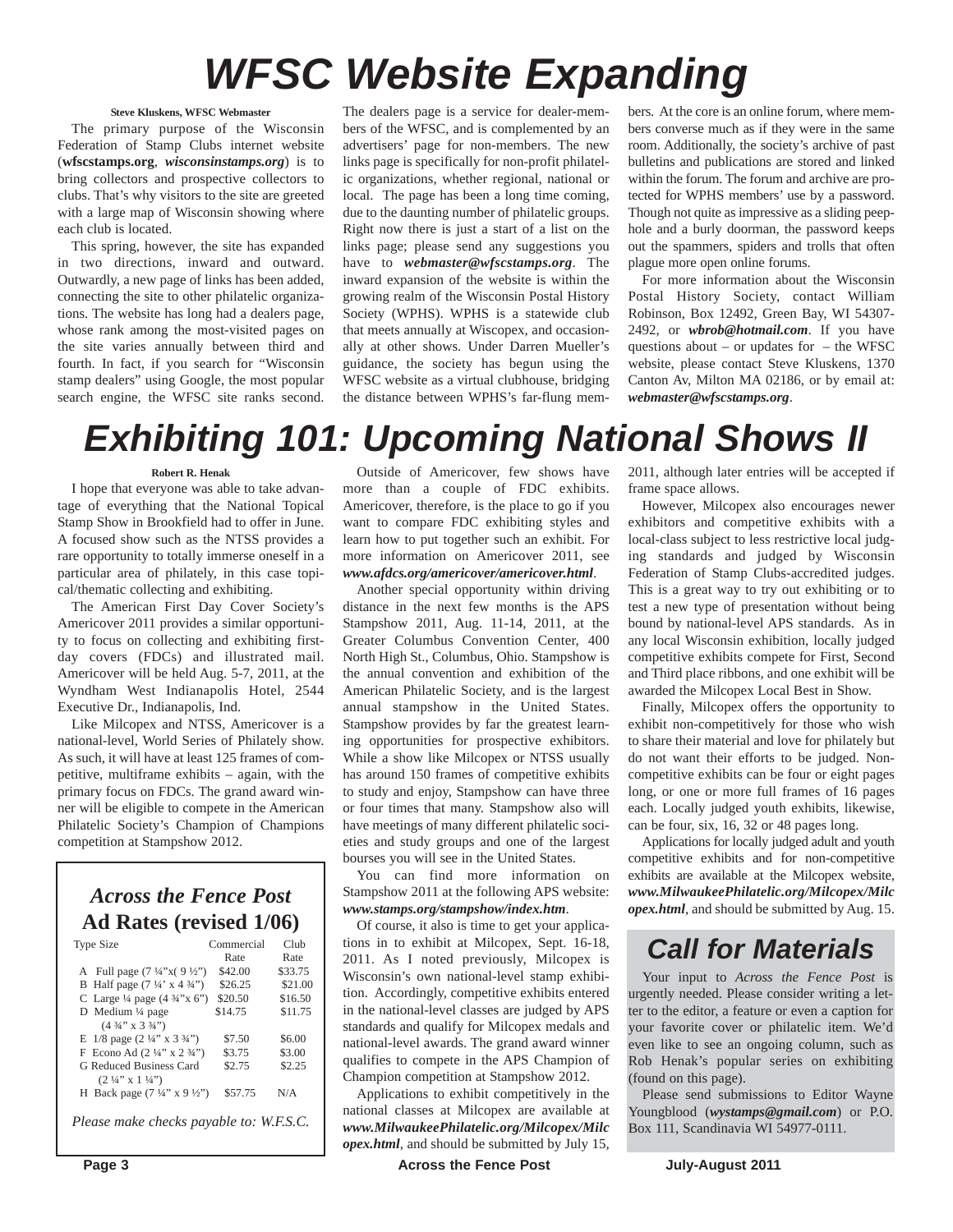# WFSC Website Expanding

**Steve Kluskens, WFSC Webmaster**

The primary purpose of the Wisconsin Federation of Stamp Clubs internet website (**wfscstamps.org**, ***wisconsinstamps.org***) is to bring collectors and prospective collectors to clubs. That's why visitors to the site are greeted with a large map of Wisconsin showing where each club is located.

This spring, however, the site has expanded in two directions, inward and outward. Outwardly, a new page of links has been added, connecting the site to other philatelic organizations. The website has long had a dealers page, whose rank among the most-visited pages on the site varies annually between third and fourth. In fact, if you search for "Wisconsin stamp dealers" using Google, the most popular search engine, the WFSC site ranks second. The dealers page is a service for dealer-members of the WFSC, and is complemented by an advertisers' page for non-members. The new links page is specifically for non-profit philatelic organizations, whether regional, national or local. The page has been a long time coming, due to the daunting number of philatelic groups. Right now there is just a start of a list on the links page; please send any suggestions you have to ***webmaster@wfscstamps.org***. The inward expansion of the website is within the growing realm of the Wisconsin Postal History Society (WPHS). WPHS is a statewide club that meets annually at Wiscopex, and occasionally at other shows. Under Darren Mueller's guidance, the society has begun using the WFSC website as a virtual clubhouse, bridging the distance between WPHS's far-flung members. At the core is an online forum, where members converse much as if they were in the same room. Additionally, the society's archive of past bulletins and publications are stored and linked within the forum. The forum and archive are protected for WPHS members' use by a password. Though not quite as impressive as a sliding peephole and a burly doorman, the password keeps out the spammers, spiders and trolls that often plague more open online forums.

For more information about the Wisconsin Postal History Society, contact William Robinson, Box 12492, Green Bay, WI 54307-2492, or ***wbrob@hotmail.com***. If you have questions about – or updates for – the WFSC website, please contact Steve Kluskens, 1370 Canton Av, Milton MA 02186, or by email at: ***webmaster@wfscstamps.org***.

# Exhibiting 101: Upcoming National Shows II

**Robert R. Henak**

I hope that everyone was able to take advantage of everything that the National Topical Stamp Show in Brookfield had to offer in June. A focused show such as the NTSS provides a rare opportunity to totally immerse oneself in a particular area of philately, in this case topical/thematic collecting and exhibiting.

The American First Day Cover Society's Americover 2011 provides a similar opportunity to focus on collecting and exhibiting first-day covers (FDCs) and illustrated mail. Americover will be held Aug. 5-7, 2011, at the Wyndham West Indianapolis Hotel, 2544 Executive Dr., Indianapolis, Ind.

Like Milcopex and NTSS, Americover is a national-level, World Series of Philately show. As such, it will have at least 125 frames of competitive, multiframe exhibits – again, with the primary focus on FDCs. The grand award winner will be eligible to compete in the American Philatelic Society's Champion of Champions competition at Stampshow 2012.

Outside of Americover, few shows have more than a couple of FDC exhibits. Americover, therefore, is the place to go if you want to compare FDC exhibiting styles and learn how to put together such an exhibit. For more information on Americover 2011, see ***www.afdcs.org/americover/americover.html***.

Another special opportunity within driving distance in the next few months is the APS Stampshow 2011, Aug. 11-14, 2011, at the Greater Columbus Convention Center, 400 North High St., Columbus, Ohio. Stampshow is the annual convention and exhibition of the American Philatelic Society, and is the largest annual stampshow in the United States. Stampshow provides by far the greatest learning opportunities for prospective exhibitors. While a show like Milcopex or NTSS usually has around 150 frames of competitive exhibits to study and enjoy, Stampshow can have three or four times that many. Stampshow also will have meetings of many different philatelic societies and study groups and one of the largest bourses you will see in the United States.

You can find more information on Stampshow 2011 at the following APS website: ***www.stamps.org/stampshow/index.htm***.

Of course, it also is time to get your applications in to exhibit at Milcopex, Sept. 16-18, 2011. As I noted previously, Milcopex is Wisconsin's own national-level stamp exhibition. Accordingly, competitive exhibits entered in the national-level classes are judged by APS standards and qualify for Milcopex medals and national-level awards. The grand award winner qualifies to compete in the APS Champion of Champion competition at Stampshow 2012.

Applications to exhibit competitively in the national classes at Milcopex are available at ***www.MilwaukeePhilatelic.org/Milcopex/Milcopex.html***, and should be submitted by July 15, 2011, although later entries will be accepted if frame space allows.

However, Milcopex also encourages newer exhibitors and competitive exhibits with a local-class subject to less restrictive local judging standards and judged by Wisconsin Federation of Stamp Clubs-accredited judges. This is a great way to try out exhibiting or to test a new type of presentation without being bound by national-level APS standards. As in any local Wisconsin exhibition, locally judged competitive exhibits compete for First, Second and Third place ribbons, and one exhibit will be awarded the Milcopex Local Best in Show.

Finally, Milcopex offers the opportunity to exhibit non-competitively for those who wish to share their material and love for philately but do not want their efforts to be judged. Non-competitive exhibits can be four or eight pages long, or one or more full frames of 16 pages each. Locally judged youth exhibits, likewise, can be four, six, 16, 32 or 48 pages long.

Applications for locally judged adult and youth competitive exhibits and for non-competitive exhibits are available at the Milcopex website, ***www.MilwaukeePhilatelic.org/Milcopex/Milcopex.html***, and should be submitted by Aug. 15.

## *Across the Fence Post* Ad Rates (revised 1/06)

| Type Size | Commercial Rate | Club Rate |
|---|---|---|
| A Full page (7 ¼"x( 9 ½") | $42.00 | $33.75 |
| B Half page (7 ¼' x 4 ¾") | $26.25 | $21.00 |
| C Large ¼ page (4 ¾"x 6") | $20.50 | $16.50 |
| D Medium ¼ page (4 ¾" x 3 ¾") | $14.75 | $11.75 |
| E 1/8 page (2 ¼" x 3 ¾") | $7.50 | $6.00 |
| F Econo Ad (2 ¼" x 2 ¾") | $3.75 | $3.00 |
| G Reduced Business Card (2 ¼" x 1 ¼") | $2.75 | $2.25 |
| H Back page (7 ¼" x 9 ½") | $57.75 | N/A |

*Please make checks payable to: W.F.S.C.*

## Call for Materials

Your input to *Across the Fence Post* is urgently needed. Please consider writing a letter to the editor, a feature or even a caption for your favorite cover or philatelic item. We'd even like to see an ongoing column, such as Rob Henak's popular series on exhibiting (found on this page).

Please send submissions to Editor Wayne Youngblood (***wystamps@gmail.com***) or P.O. Box 111, Scandinavia WI 54977-0111.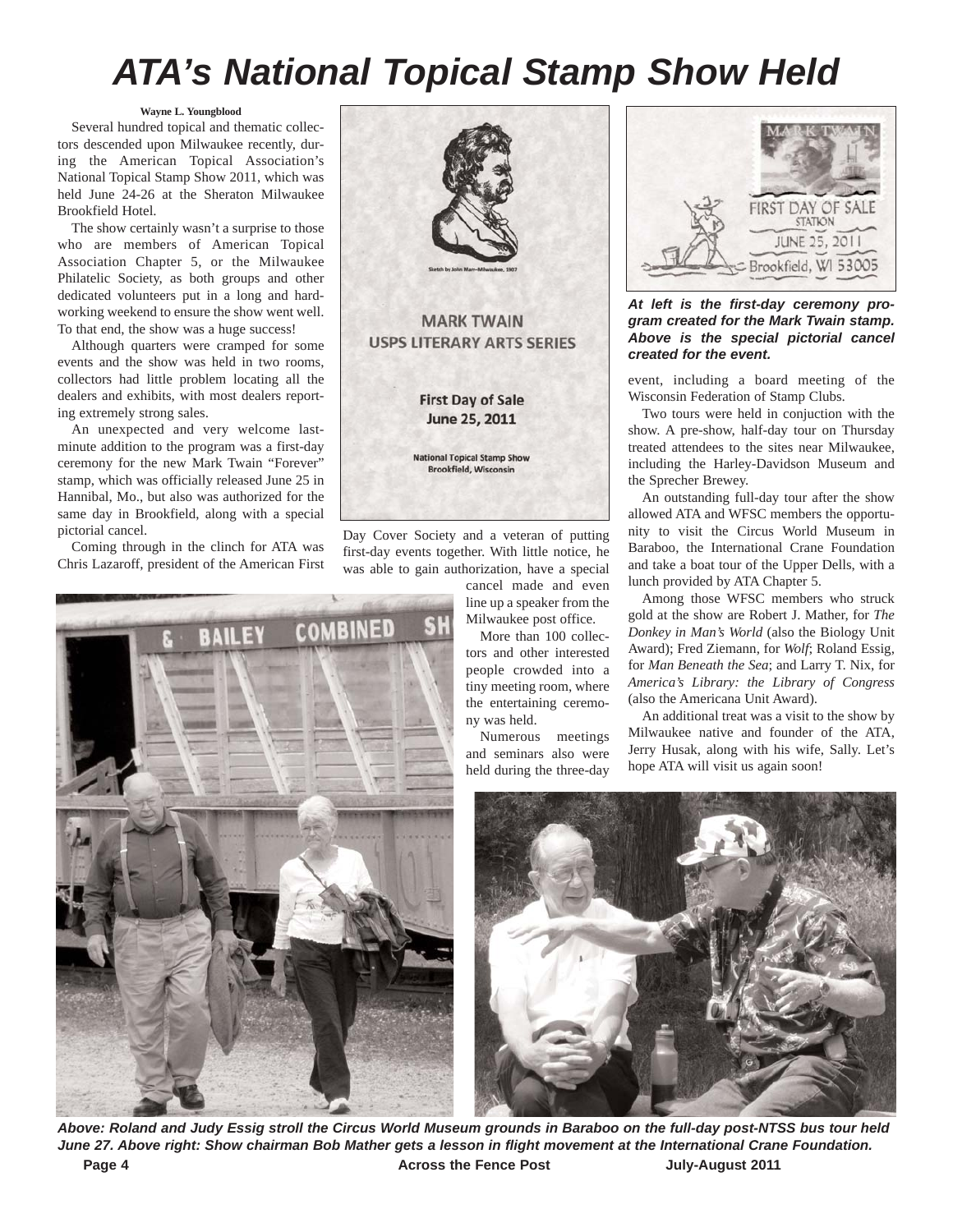# ATA's National Topical Stamp Show Held

**Wayne L. Youngblood**

Several hundred topical and thematic collectors descended upon Milwaukee recently, during the American Topical Association's National Topical Stamp Show 2011, which was held June 24-26 at the Sheraton Milwaukee Brookfield Hotel.

The show certainly wasn't a surprise to those who are members of American Topical Association Chapter 5, or the Milwaukee Philatelic Society, as both groups and other dedicated volunteers put in a long and hard-working weekend to ensure the show went well. To that end, the show was a huge success!

Although quarters were cramped for some events and the show was held in two rooms, collectors had little problem locating all the dealers and exhibits, with most dealers reporting extremely strong sales.

An unexpected and very welcome last-minute addition to the program was a first-day ceremony for the new Mark Twain "Forever" stamp, which was officially released June 25 in Hannibal, Mo., but also was authorized for the same day in Brookfield, along with a special pictorial cancel.

Coming through in the clinch for ATA was Chris Lazaroff, president of the American First Day Cover Society and a veteran of putting first-day events together. With little notice, he was able to gain authorization, have a special cancel made and even line up a speaker from the Milwaukee post office.

More than 100 collectors and other interested people crowded into a tiny meeting room, where the entertaining ceremony was held.

Numerous meetings and seminars also were held during the three-day event, including a board meeting of the Wisconsin Federation of Stamp Clubs.

Two tours were held in conjuction with the show. A pre-show, half-day tour on Thursday treated attendees to the sites near Milwaukee, including the Harley-Davidson Museum and the Sprecher Brewey.

An outstanding full-day tour after the show allowed ATA and WFSC members the opportunity to visit the Circus World Museum in Baraboo, the International Crane Foundation and take a boat tour of the Upper Dells, with a lunch provided by ATA Chapter 5.

Among those WFSC members who struck gold at the show are Robert J. Mather, for *The Donkey in Man's World* (also the Biology Unit Award); Fred Ziemann, for *Wolf*; Roland Essig, for *Man Beneath the Sea*; and Larry T. Nix, for *America's Library: the Library of Congress* (also the Americana Unit Award).

An additional treat was a visit to the show by Milwaukee native and founder of the ATA, Jerry Husak, along with his wife, Sally. Let's hope ATA will visit us again soon!

***At left is the first-day ceremony program created for the Mark Twain stamp. Above is the special pictorial cancel created for the event.***

***Above: Roland and Judy Essig stroll the Circus World Museum grounds in Baraboo on the full-day post-NTSS bus tour held June 27. Above right: Show chairman Bob Mather gets a lesson in flight movement at the International Crane Foundation.***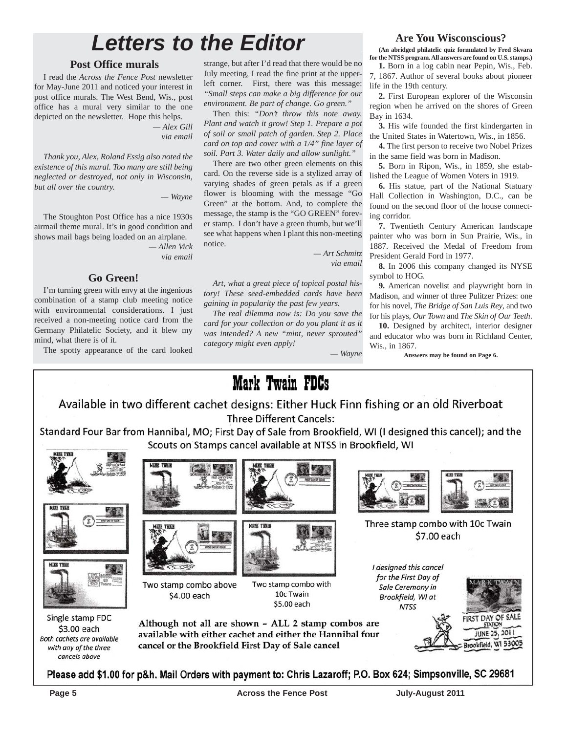# Letters to the Editor

## Post Office murals

I read the *Across the Fence Post* newsletter for May-June 2011 and noticed your interest in post office murals. The West Bend, Wis., post office has a mural very similar to the one depicted on the newsletter. Hope this helps.

*— Alex Gill*
*via email*

*Thank you, Alex, Roland Essig also noted the existence of this mural. Too many are still being neglected or destroyed, not only in Wisconsin, but all over the country.*

*— Wayne*

The Stoughton Post Office has a nice 1930s airmail theme mural. It's in good condition and shows mail bags being loaded on an airplane.

*— Allen Vick*
*via email*

## Go Green!

I'm turning green with envy at the ingenious combination of a stamp club meeting notice with environmental considerations. I just received a non-meeting notice card from the Germany Philatelic Society, and it blew my mind, what there is of it.

The spotty appearance of the card looked strange, but after I'd read that there would be no July meeting, I read the fine print at the upper-left corner. First, there was this message: *"Small steps can make a big difference for our environment. Be part of change. Go green."*

Then this: *"Don't throw this note away. Plant and watch it grow! Step 1. Prepare a pot of soil or small patch of garden. Step 2. Place card on top and cover with a 1/4" fine layer of soil. Part 3. Water daily and allow sunlight."*

There are two other green elements on this card. On the reverse side is a stylized array of varying shades of green petals as if a green flower is blooming with the message "Go Green" at the bottom. And, to complete the message, the stamp is the "GO GREEN" forever stamp. I don't have a green thumb, but we'll see what happens when I plant this non-meeting notice.

*— Art Schmitz*
*via email*

*Art, what a great piece of topical postal history! These seed-embedded cards have been gaining in popularity the past few years.*

*The real dilemma now is: Do you save the card for your collection or do you plant it as it was intended? A new "mint, never sprouted" category might even apply!*

*— Wayne*

## Are You Wisconscious?

**(An abridged philatelic quiz formulated by Fred Skvara for the NTSS program. All answers are found on U.S. stamps.)**

**1.** Born in a log cabin near Pepin, Wis., Feb. 7, 1867. Author of several books about pioneer life in the 19th century.

**2.** First European explorer of the Wisconsin region when he arrived on the shores of Green Bay in 1634.

**3.** His wife founded the first kindergarten in the United States in Watertown, Wis., in 1856.

**4.** The first person to receive two Nobel Prizes in the same field was born in Madison.

**5.** Born in Ripon, Wis., in 1859, she established the League of Women Voters in 1919.

**6.** His statue, part of the National Statuary Hall Collection in Washington, D.C., can be found on the second floor of the house connecting corridor.

**7.** Twentieth Century American landscape painter who was born in Sun Prairie, Wis., in 1887. Received the Medal of Freedom from President Gerald Ford in 1977.

**8.** In 2006 this company changed its NYSE symbol to HOG.

**9.** American novelist and playwright born in Madison, and winner of three Pulitzer Prizes: one for his novel, *The Bridge of San Luis Rey*, and two for his plays, *Our Town* and *The Skin of Our Teeth*.

**10.** Designed by architect, interior designer and educator who was born in Richland Center, Wis., in 1867.

**Answers may be found on Page 6.**

---

# Mark Twain FDCs

Available in two different cachet designs: Either Huck Finn fishing or an old Riverboat

Three Different Cancels:

Standard Four Bar from Hannibal, MO; First Day of Sale from Brookfield, WI (I designed this cancel); and the Scouts on Stamps cancel available at NTSS in Brookfield, WI

Single stamp FDC
$3.00 each
*Both cachets are available with any of the three cancels above*

Two stamp combo above
$4.00 each

Two stamp combo with 10c Twain
$5.00 each

Three stamp combo with 10c Twain
$7.00 each

*I designed this cancel for the First Day of Sale Ceremony in Brookfield, WI at NTSS*

MARK TWAIN — FIRST DAY OF SALE STATION JUNE 25, 2011 Brookfield, WI 53005

**Although not all are shown – ALL 2 stamp combos are available with either cachet and either the Hannibal four cancel or the Brookfield First Day of Sale cancel**

**Please add $1.00 for p&h. Mail Orders with payment to: Chris Lazaroff; P.O. Box 624; Simpsonville, SC 29681**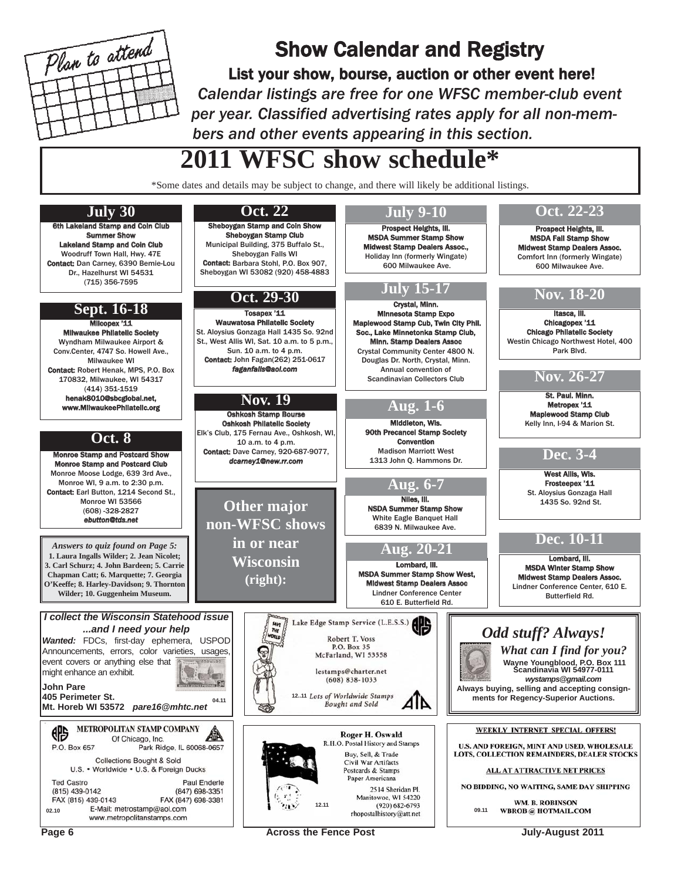Plan to attend

# Show Calendar and Registry

**List your show, bourse, auction or other event here!**

*Calendar listings are free for one WFSC member-club event per year. Classified advertising rates apply for all non-members and other events appearing in this section.*

## 2011 WFSC show schedule*

*Some dates and details may be subject to change, and there will likely be additional listings.

### July 30

**6th Lakeland Stamp and Coin Club Summer Show**
**Lakeland Stamp and Coin Club**
Woodruff Town Hall, Hwy. 47E
**Contact:** Dan Carney, 6390 Bernie-Lou Dr., Hazelhurst WI 54531
(715) 356-7595

### Sept. 16-18

**Milcopex '11**
**Milwaukee Philatelic Society**
Wyndham Milwaukee Airport & Conv.Center, 4747 So. Howell Ave., Milwaukee WI
**Contact:** Robert Henak, MPS, P.O. Box 170832, Milwaukee, WI 54317
(414) 351-1519
**henak8010@sbcglobal.net, www.MilwaukeePhilatelic.org**

### Oct. 8

**Monroe Stamp and Postcard Show**
**Monroe Stamp and Postcard Club**
Monroe Moose Lodge, 639 3rd Ave., Monroe WI, 9 a.m. to 2:30 p.m.
**Contact:** Earl Button, 1214 Second St., Monroe WI 53566
(608) -328-2827
*ebutton@tds.net*

*Answers to quiz found on Page 5:*
**1. Laura Ingalls Wilder; 2. Jean Nicolet; 3. Carl Schurz; 4. John Bardeen; 5. Carrie Chapman Catt; 6. Marquette; 7. Georgia O'Keeffe; 8. Harley-Davidson; 9. Thornton Wilder; 10. Guggenheim Museum.**

### Oct. 22

**Sheboygan Stamp and Coin Show**
**Sheboygan Stamp Club**
Municipal Building, 375 Buffalo St., Sheboygan Falls WI
**Contact:** Barbara Stohl, P.O. Box 907, Sheboygan WI 53082 (920) 458-4883

### Oct. 29-30

**Tosapex '11**
**Wauwatosa Philatelic Society**
St. Aloysius Gonzaga Hall 1435 So. 92nd St., West Allis WI, Sat. 10 a.m. to 5 p.m., Sun. 10 a.m. to 4 p.m.
**Contact:** John Fagan(262) 251-0617
*faganfalls@aol.com*

### Nov. 19

**Oshkosh Stamp Bourse**
**Oshkosh Philatelic Society**
Elk's Club, 175 Fernau Ave., Oshkosh, WI, 10 a.m. to 4 p.m.
**Contact:** Dave Carney, 920-687-9077,
*dcarney1@new.rr.com*

## Other major non-WFSC shows in or near Wisconsin (right):

### July 9-10

**Prospect Heights, Ill.**
**MSDA Summer Stamp Show**
**Midwest Stamp Dealers Assoc.,**
Holiday Inn (formerly Wingate)
600 Milwaukee Ave.

### July 15-17

**Crystal, Minn.**
**Minnesota Stamp Expo**
**Maplewood Stamp Cub, Twin City Phil. Soc., Lake Minnetonka Stamp Club, Minn. Stamp Dealers Assoc**
Crystal Community Center 4800 N. Douglas Dr. North, Crystal, Minn.
Annual convention of Scandinavian Collectors Club

### Aug. 1-6

**Middleton, Wis.**
**90th Precancel Stamp Society Convention**
Madison Marriott West
1313 John Q. Hammons Dr.

### Aug. 6-7

**Niles, Ill.**
**NSDA Summer Stamp Show**
White Eagle Banquet Hall
6839 N. Milwaukee Ave.

### Aug. 20-21

**Lombard, Ill.**
**MSDA Summer Stamp Show West,**
**Midwest Stamp Dealers Assoc**
Lindner Conference Center
610 E. Butterfield Rd.

### Oct. 22-23

**Prospect Heights, Ill.**
**MSDA Fall Stamp Show**
**Midwest Stamp Dealers Assoc.**
Comfort Inn (formerly Wingate)
600 Milwaukee Ave.

### Nov. 18-20

**Itasca, Ill.**
**Chicagopex '11**
**Chicago Philatelic Society**
Westin Chicago Northwest Hotel, 400 Park Blvd.

### Nov. 26-27

**St. Paul. Minn.**
**Metropex '11**
**Maplewood Stamp Club**
Kelly Inn, I-94 & Marion St.

### Dec. 3-4

**West Allis, Wis.**
**Frosteepex '11**
St. Aloysius Gonzaga Hall
1435 So. 92nd St.

### Dec. 10-11

**Lombard, Ill.**
**MSDA Winter Stamp Show**
**Midwest Stamp Dealers Assoc.**
Lindner Conference Center, 610 E. Butterfield Rd.

---

***I collect the Wisconsin Statehood issue ...and I need your help***

***Wanted:*** FDCs, first-day ephemera, USPOD Announcements, errors, color varieties, usages, event covers or anything else that might enhance an exhibit.

**John Pare**
**405 Perimeter St.**
**Mt. Horeb WI 53572** ***pare16@mhtc.net***
04.11

---

Lake Edge Stamp Service (L.E.S.S.)
Robert T. Voss
P.O. Box 35
McFarland, WI 53558
lestamps@charter.net
(608) 838-1033
*Lots of Worldwide Stamps Bought and Sold*
12..11

---

***Odd stuff? Always!***
***What can I find for you?***
**Wayne Youngblood, P.O. Box 111 Scandinavia WI 54977-0111**
***wystamps@gmail.com***
**Always buying, selling and accepting consignments for Regency-Superior Auctions.**

---

METROPOLITAN STAMP COMPANY
Of Chicago, Inc.
P.O. Box 657 Park Ridge, IL 60068-0657
Collections Bought & Sold
U.S. • Worldwide • U.S. & Foreign Ducks
Ted Castro (815) 439-0142 FAX (815) 439-0143
Paul Enderle (847) 698-3351 FAX (847) 698-3381
E-Mail: metrostamp@aol.com
www.metropolitanstamps.com
02.10

---

Roger H. Oswald
R.H.O. Postal History and Stamps
Buy, Sell, & Trade
Civil War Artifacts
Postcards & Stamps
Paper Americana
2514 Sheridan Pl.
Manitowoc, WI 54220
(920) 682-6793
rhopostalhistory@att.net
12.11

---

WEEKLY INTERNET SPECIAL OFFERS!
U.S. AND FOREIGN, MINT AND USED, WHOLESALE LOTS, COLLECTION REMAINDERS, DEALER STOCKS
ALL AT ATTRACTIVE NET PRICES
NO BIDDING, NO WAITING, SAME DAY SHIPPING
WM. B. ROBINSON
WBROB @ HOTMAIL.COM
09.11